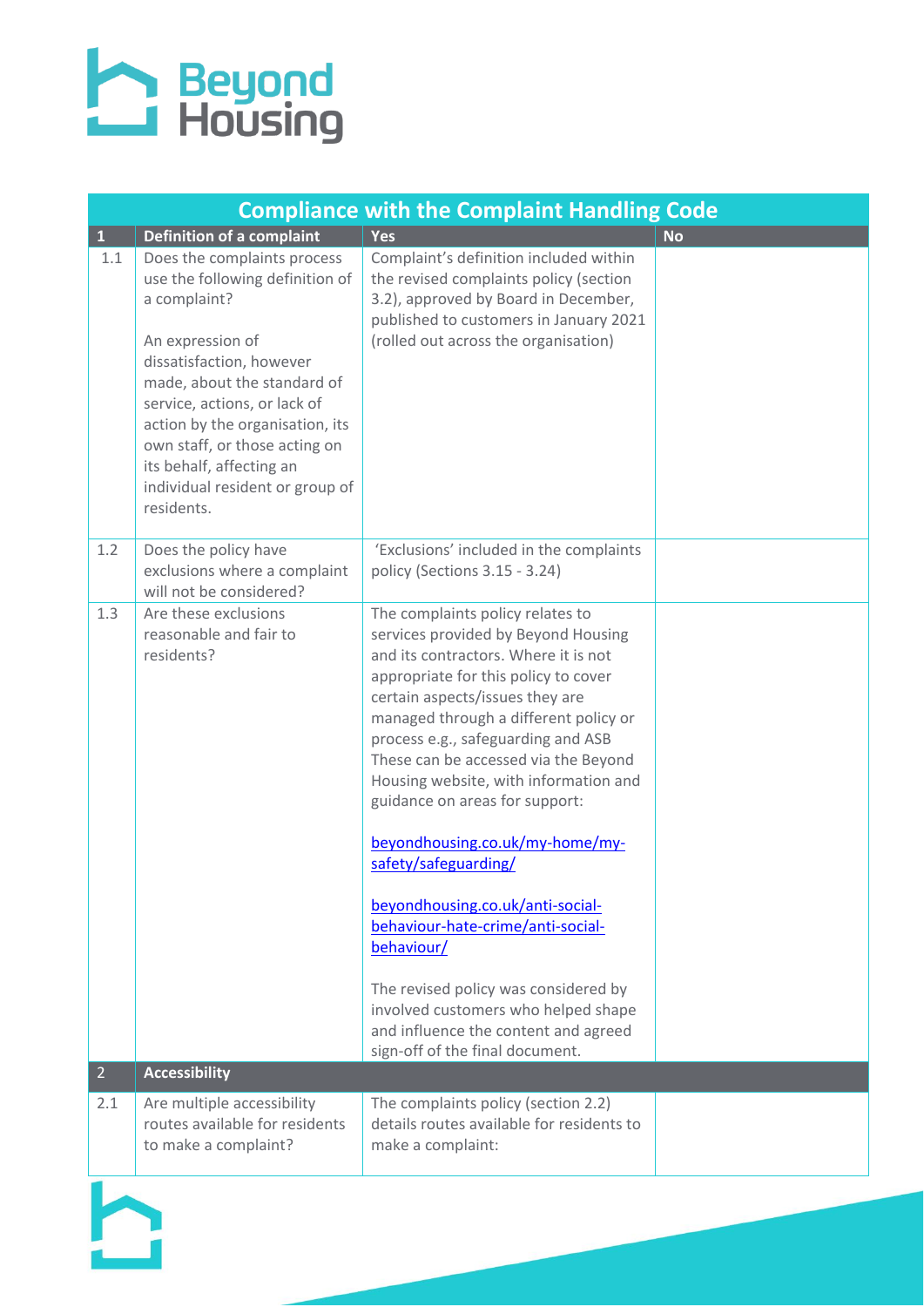# Beyond Housing

| Compliance with the Complaint Handling Code | | | |
|---|---|---|---|
| **1** | **Definition of a complaint** | **Yes** | **No** |
| 1.1 | Does the complaints process use the following definition of a complaint?<br><br>An expression of dissatisfaction, however made, about the standard of service, actions, or lack of action by the organisation, its own staff, or those acting on its behalf, affecting an individual resident or group of residents. | Complaint's definition included within the revised complaints policy (section 3.2), approved by Board in December, published to customers in January 2021 (rolled out across the organisation) | |
| 1.2 | Does the policy have exclusions where a complaint will not be considered? | 'Exclusions' included in the complaints policy (Sections 3.15 - 3.24) | |
| 1.3 | Are these exclusions reasonable and fair to residents? | The complaints policy relates to services provided by Beyond Housing and its contractors. Where it is not appropriate for this policy to cover certain aspects/issues they are managed through a different policy or process e.g., safeguarding and ASB These can be accessed via the Beyond Housing website, with information and guidance on areas for support:<br><br>[beyondhousing.co.uk/my-home/my-safety/safeguarding/](beyondhousing.co.uk/my-home/my-safety/safeguarding/)<br><br>[beyondhousing.co.uk/anti-social-behaviour-hate-crime/anti-social-behaviour/](beyondhousing.co.uk/anti-social-behaviour-hate-crime/anti-social-behaviour/)<br><br>The revised policy was considered by involved customers who helped shape and influence the content and agreed sign-off of the final document. | |
| **2** | **Accessibility** | | |
| 2.1 | Are multiple accessibility routes available for residents to make a complaint? | The complaints policy (section 2.2) details routes available for residents to make a complaint: | |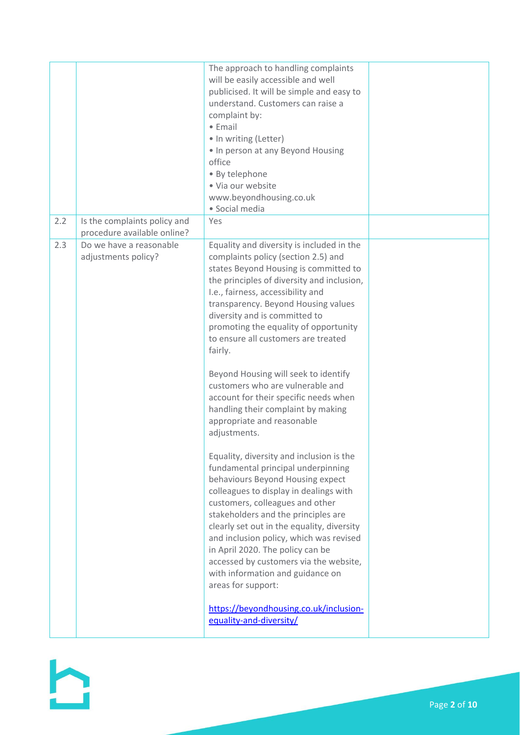| | | | |
|---|---|---|---|
| | | The approach to handling complaints will be easily accessible and well publicised. It will be simple and easy to understand. Customers can raise a complaint by:<br>• Email<br>• In writing (Letter)<br>• In person at any Beyond Housing office<br>• By telephone<br>• Via our website www.beyondhousing.co.uk<br>• Social media | |
| 2.2 | Is the complaints policy and procedure available online? | Yes | |
| 2.3 | Do we have a reasonable adjustments policy? | Equality and diversity is included in the complaints policy (section 2.5) and states Beyond Housing is committed to the principles of diversity and inclusion, I.e., fairness, accessibility and transparency. Beyond Housing values diversity and is committed to promoting the equality of opportunity to ensure all customers are treated fairly.<br><br>Beyond Housing will seek to identify customers who are vulnerable and account for their specific needs when handling their complaint by making appropriate and reasonable adjustments.<br><br>Equality, diversity and inclusion is the fundamental principal underpinning behaviours Beyond Housing expect colleagues to display in dealings with customers, colleagues and other stakeholders and the principles are clearly set out in the equality, diversity and inclusion policy, which was revised in April 2020. The policy can be accessed by customers via the website, with information and guidance on areas for support:<br><br>https://beyondhousing.co.uk/inclusion-equality-and-diversity/ | |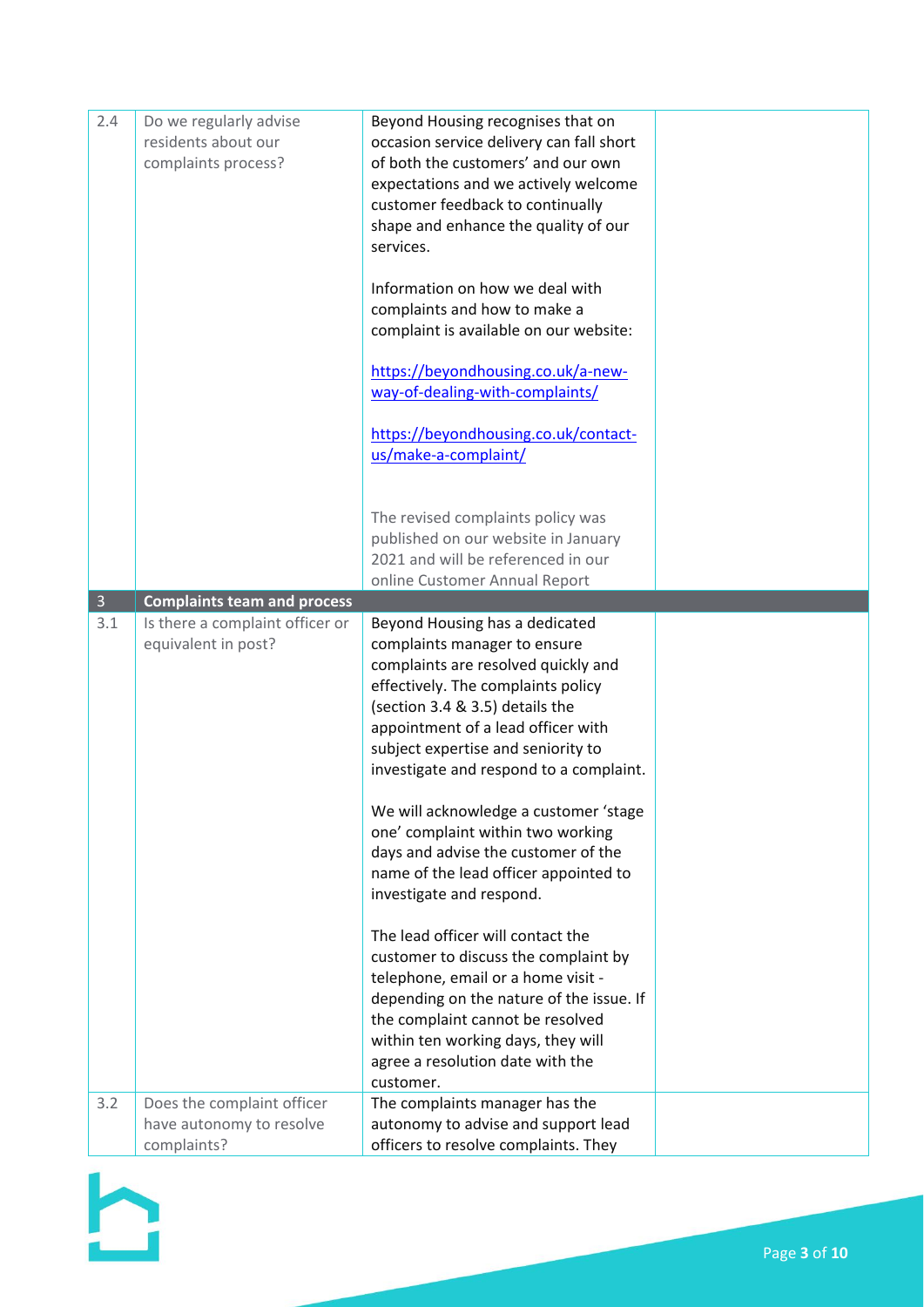| | | | |
|---|---|---|---|
| 2.4 | Do we regularly advise residents about our complaints process? | Beyond Housing recognises that on occasion service delivery can fall short of both the customers' and our own expectations and we actively welcome customer feedback to continually shape and enhance the quality of our services.<br><br>Information on how we deal with complaints and how to make a complaint is available on our website:<br><br>https://beyondhousing.co.uk/a-new-way-of-dealing-with-complaints/<br><br>https://beyondhousing.co.uk/contact-us/make-a-complaint/<br><br>The revised complaints policy was published on our website in January 2021 and will be referenced in our online Customer Annual Report | |
| 3 | **Complaints team and process** | | |
| 3.1 | Is there a complaint officer or equivalent in post? | Beyond Housing has a dedicated complaints manager to ensure complaints are resolved quickly and effectively. The complaints policy (section 3.4 & 3.5) details the appointment of a lead officer with subject expertise and seniority to investigate and respond to a complaint.<br><br>We will acknowledge a customer 'stage one' complaint within two working days and advise the customer of the name of the lead officer appointed to investigate and respond.<br><br>The lead officer will contact the customer to discuss the complaint by telephone, email or a home visit - depending on the nature of the issue. If the complaint cannot be resolved within ten working days, they will agree a resolution date with the customer. | |
| 3.2 | Does the complaint officer have autonomy to resolve complaints? | The complaints manager has the autonomy to advise and support lead officers to resolve complaints. They | |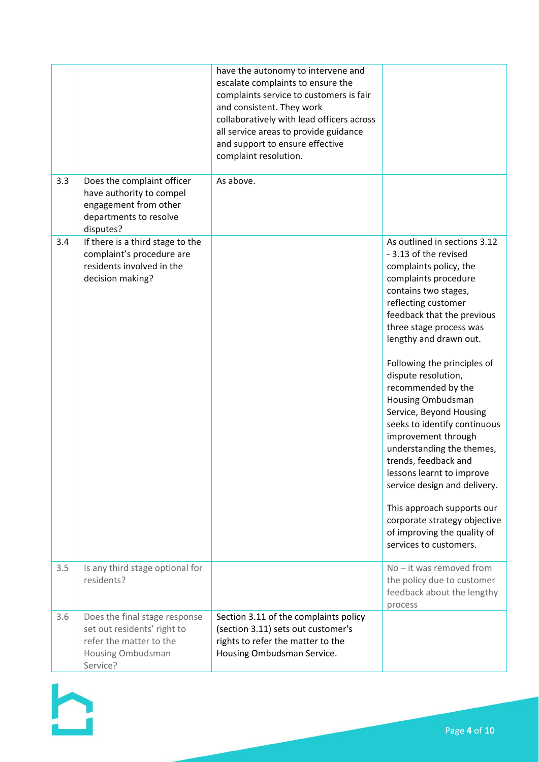|  |  | have the autonomy to intervene and escalate complaints to ensure the complaints service to customers is fair and consistent. They work collaboratively with lead officers across all service areas to provide guidance and support to ensure effective complaint resolution. |  |
|---|---|---|---|
| 3.3 | Does the complaint officer have authority to compel engagement from other departments to resolve disputes? | As above. |  |
| 3.4 | If there is a third stage to the complaint's procedure are residents involved in the decision making? |  | As outlined in sections 3.12 - 3.13 of the revised complaints policy, the complaints procedure contains two stages, reflecting customer feedback that the previous three stage process was lengthy and drawn out.<br><br>Following the principles of dispute resolution, recommended by the Housing Ombudsman Service, Beyond Housing seeks to identify continuous improvement through understanding the themes, trends, feedback and lessons learnt to improve service design and delivery.<br><br>This approach supports our corporate strategy objective of improving the quality of services to customers. |
| 3.5 | Is any third stage optional for residents? |  | No – it was removed from the policy due to customer feedback about the lengthy process |
| 3.6 | Does the final stage response set out residents' right to refer the matter to the Housing Ombudsman Service? | Section 3.11 of the complaints policy (section 3.11) sets out customer's rights to refer the matter to the Housing Ombudsman Service. |  |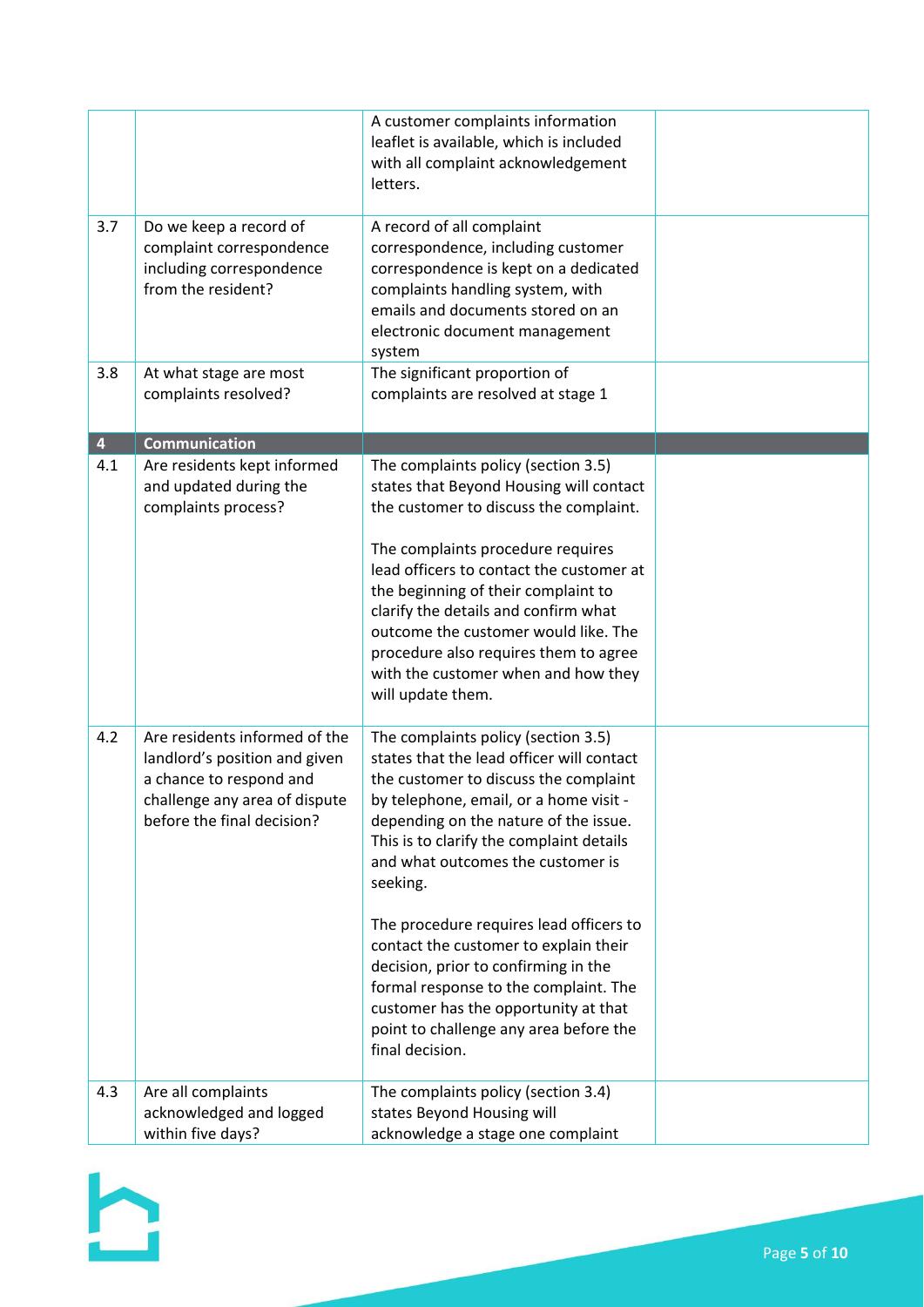| | | | |
|---|---|---|---|
| | | A customer complaints information leaflet is available, which is included with all complaint acknowledgement letters. | |
| 3.7 | Do we keep a record of complaint correspondence including correspondence from the resident? | A record of all complaint correspondence, including customer correspondence is kept on a dedicated complaints handling system, with emails and documents stored on an electronic document management system | |
| 3.8 | At what stage are most complaints resolved? | The significant proportion of complaints are resolved at stage 1 | |
| **4** | **Communication** | | |
| 4.1 | Are residents kept informed and updated during the complaints process? | The complaints policy (section 3.5) states that Beyond Housing will contact the customer to discuss the complaint.<br><br>The complaints procedure requires lead officers to contact the customer at the beginning of their complaint to clarify the details and confirm what outcome the customer would like. The procedure also requires them to agree with the customer when and how they will update them. | |
| 4.2 | Are residents informed of the landlord's position and given a chance to respond and challenge any area of dispute before the final decision? | The complaints policy (section 3.5) states that the lead officer will contact the customer to discuss the complaint by telephone, email, or a home visit - depending on the nature of the issue. This is to clarify the complaint details and what outcomes the customer is seeking.<br><br>The procedure requires lead officers to contact the customer to explain their decision, prior to confirming in the formal response to the complaint. The customer has the opportunity at that point to challenge any area before the final decision. | |
| 4.3 | Are all complaints acknowledged and logged within five days? | The complaints policy (section 3.4) states Beyond Housing will acknowledge a stage one complaint | |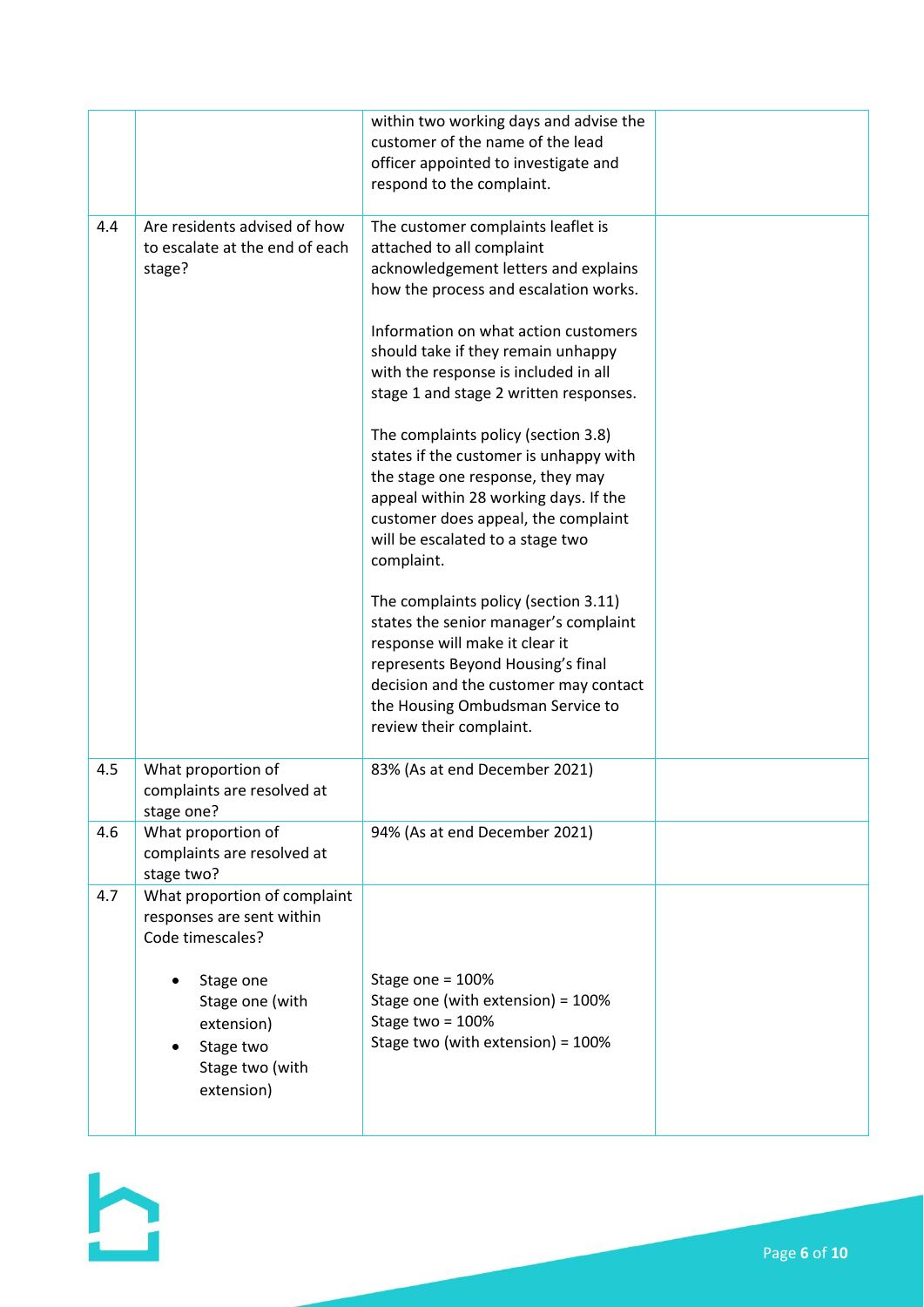| | | | |
|---|---|---|---|
| | | within two working days and advise the customer of the name of the lead officer appointed to investigate and respond to the complaint. | |
| 4.4 | Are residents advised of how to escalate at the end of each stage? | The customer complaints leaflet is attached to all complaint acknowledgement letters and explains how the process and escalation works.<br><br>Information on what action customers should take if they remain unhappy with the response is included in all stage 1 and stage 2 written responses.<br><br>The complaints policy (section 3.8) states if the customer is unhappy with the stage one response, they may appeal within 28 working days. If the customer does appeal, the complaint will be escalated to a stage two complaint.<br><br>The complaints policy (section 3.11) states the senior manager's complaint response will make it clear it represents Beyond Housing's final decision and the customer may contact the Housing Ombudsman Service to review their complaint. | |
| 4.5 | What proportion of complaints are resolved at stage one? | 83% (As at end December 2021) | |
| 4.6 | What proportion of complaints are resolved at stage two? | 94% (As at end December 2021) | |
| 4.7 | What proportion of complaint responses are sent within Code timescales?<br><br>• Stage one<br>Stage one (with extension)<br>• Stage two<br>Stage two (with extension) | Stage one = 100%<br>Stage one (with extension) = 100%<br>Stage two = 100%<br>Stage two (with extension) = 100% | |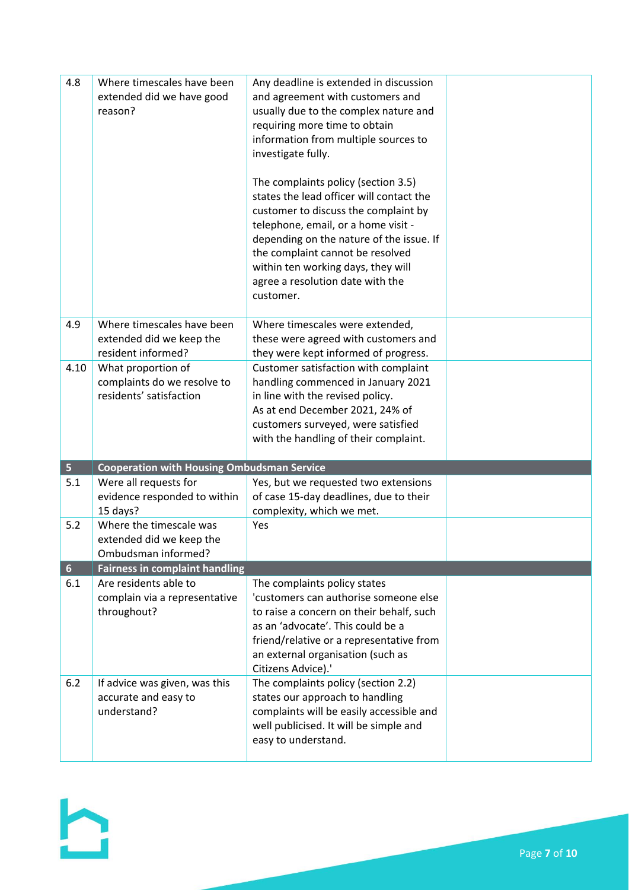| | | | |
|---|---|---|---|
| 4.8 | Where timescales have been extended did we have good reason? | Any deadline is extended in discussion and agreement with customers and usually due to the complex nature and requiring more time to obtain information from multiple sources to investigate fully.<br><br>The complaints policy (section 3.5) states the lead officer will contact the customer to discuss the complaint by telephone, email, or a home visit - depending on the nature of the issue. If the complaint cannot be resolved within ten working days, they will agree a resolution date with the customer. | |
| 4.9 | Where timescales have been extended did we keep the resident informed? | Where timescales were extended, these were agreed with customers and they were kept informed of progress. | |
| 4.10 | What proportion of complaints do we resolve to residents' satisfaction | Customer satisfaction with complaint handling commenced in January 2021 in line with the revised policy.<br>As at end December 2021, 24% of customers surveyed, were satisfied with the handling of their complaint. | |
| **5** | **Cooperation with Housing Ombudsman Service** | | |
| 5.1 | Were all requests for evidence responded to within 15 days? | Yes, but we requested two extensions of case 15-day deadlines, due to their complexity, which we met. | |
| 5.2 | Where the timescale was extended did we keep the Ombudsman informed? | Yes | |
| **6** | **Fairness in complaint handling** | | |
| 6.1 | Are residents able to complain via a representative throughout? | The complaints policy states 'customers can authorise someone else to raise a concern on their behalf, such as an 'advocate'. This could be a friend/relative or a representative from an external organisation (such as Citizens Advice).' | |
| 6.2 | If advice was given, was this accurate and easy to understand? | The complaints policy (section 2.2) states our approach to handling complaints will be easily accessible and well publicised. It will be simple and easy to understand. | |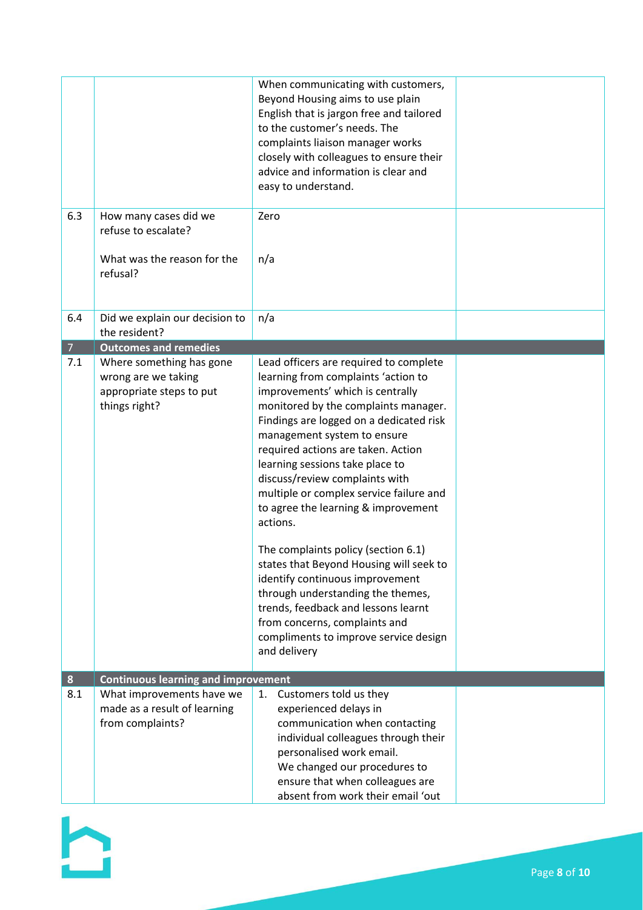| | | | |
|---|---|---|---|
| | | When communicating with customers, Beyond Housing aims to use plain English that is jargon free and tailored to the customer's needs. The complaints liaison manager works closely with colleagues to ensure their advice and information is clear and easy to understand. | |
| 6.3 | How many cases did we refuse to escalate?<br><br>What was the reason for the refusal? | Zero<br><br>n/a | |
| 6.4 | Did we explain our decision to the resident? | n/a | |
| **7** | **Outcomes and remedies** | | |
| 7.1 | Where something has gone wrong are we taking appropriate steps to put things right? | Lead officers are required to complete learning from complaints 'action to improvements' which is centrally monitored by the complaints manager. Findings are logged on a dedicated risk management system to ensure required actions are taken. Action learning sessions take place to discuss/review complaints with multiple or complex service failure and to agree the learning & improvement actions.<br><br>The complaints policy (section 6.1) states that Beyond Housing will seek to identify continuous improvement through understanding the themes, trends, feedback and lessons learnt from concerns, complaints and compliments to improve service design and delivery | |
| **8** | **Continuous learning and improvement** | | |
| 8.1 | What improvements have we made as a result of learning from complaints? | 1. Customers told us they experienced delays in communication when contacting individual colleagues through their personalised work email. We changed our procedures to ensure that when colleagues are absent from work their email 'out | |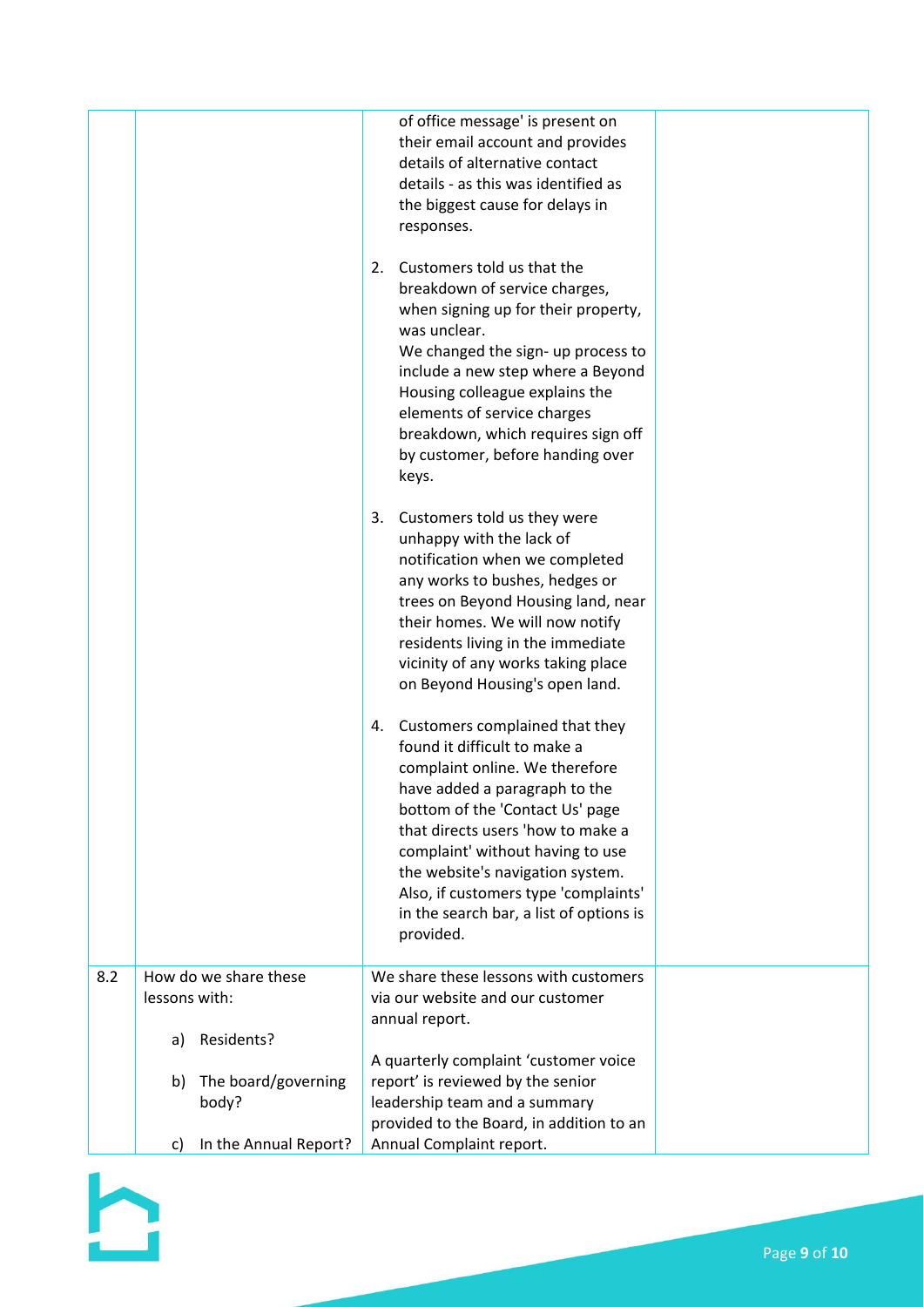| | | | |
|---|---|---|---|
| | | of office message' is present on their email account and provides details of alternative contact details - as this was identified as the biggest cause for delays in responses.<br><br>2. Customers told us that the breakdown of service charges, when signing up for their property, was unclear.<br>We changed the sign- up process to include a new step where a Beyond Housing colleague explains the elements of service charges breakdown, which requires sign off by customer, before handing over keys.<br><br>3. Customers told us they were unhappy with the lack of notification when we completed any works to bushes, hedges or trees on Beyond Housing land, near their homes. We will now notify residents living in the immediate vicinity of any works taking place on Beyond Housing's open land.<br><br>4. Customers complained that they found it difficult to make a complaint online. We therefore have added a paragraph to the bottom of the 'Contact Us' page that directs users 'how to make a complaint' without having to use the website's navigation system. Also, if customers type 'complaints' in the search bar, a list of options is provided. | |
| 8.2 | How do we share these lessons with:<br><br>a) Residents?<br><br>b) The board/governing body?<br><br>c) In the Annual Report? | We share these lessons with customers via our website and our customer annual report.<br><br>A quarterly complaint 'customer voice report' is reviewed by the senior leadership team and a summary provided to the Board, in addition to an Annual Complaint report. | |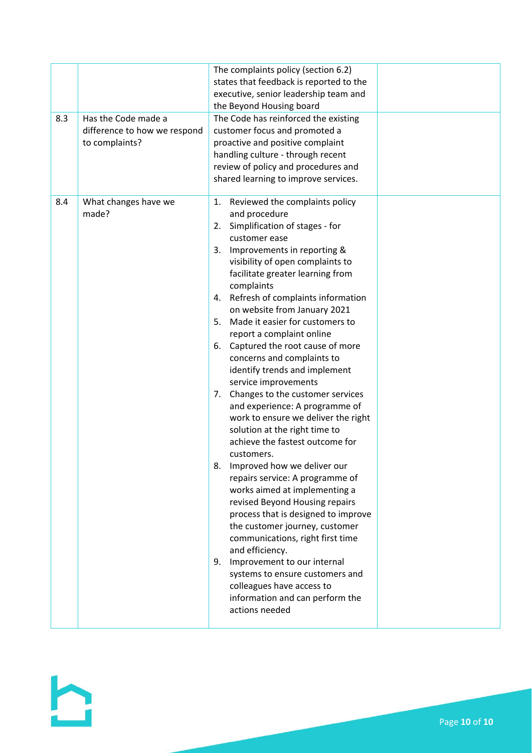| | | | |
|---|---|---|---|
| | | The complaints policy (section 6.2) states that feedback is reported to the executive, senior leadership team and the Beyond Housing board | |
| 8.3 | Has the Code made a difference to how we respond to complaints? | The Code has reinforced the existing customer focus and promoted a proactive and positive complaint handling culture - through recent review of policy and procedures and shared learning to improve services. | |
| 8.4 | What changes have we made? | 1. Reviewed the complaints policy and procedure<br>2. Simplification of stages - for customer ease<br>3. Improvements in reporting & visibility of open complaints to facilitate greater learning from complaints<br>4. Refresh of complaints information on website from January 2021<br>5. Made it easier for customers to report a complaint online<br>6. Captured the root cause of more concerns and complaints to identify trends and implement service improvements<br>7. Changes to the customer services and experience: A programme of work to ensure we deliver the right solution at the right time to achieve the fastest outcome for customers.<br>8. Improved how we deliver our repairs service: A programme of works aimed at implementing a revised Beyond Housing repairs process that is designed to improve the customer journey, customer communications, right first time and efficiency.<br>9. Improvement to our internal systems to ensure customers and colleagues have access to information and can perform the actions needed | |